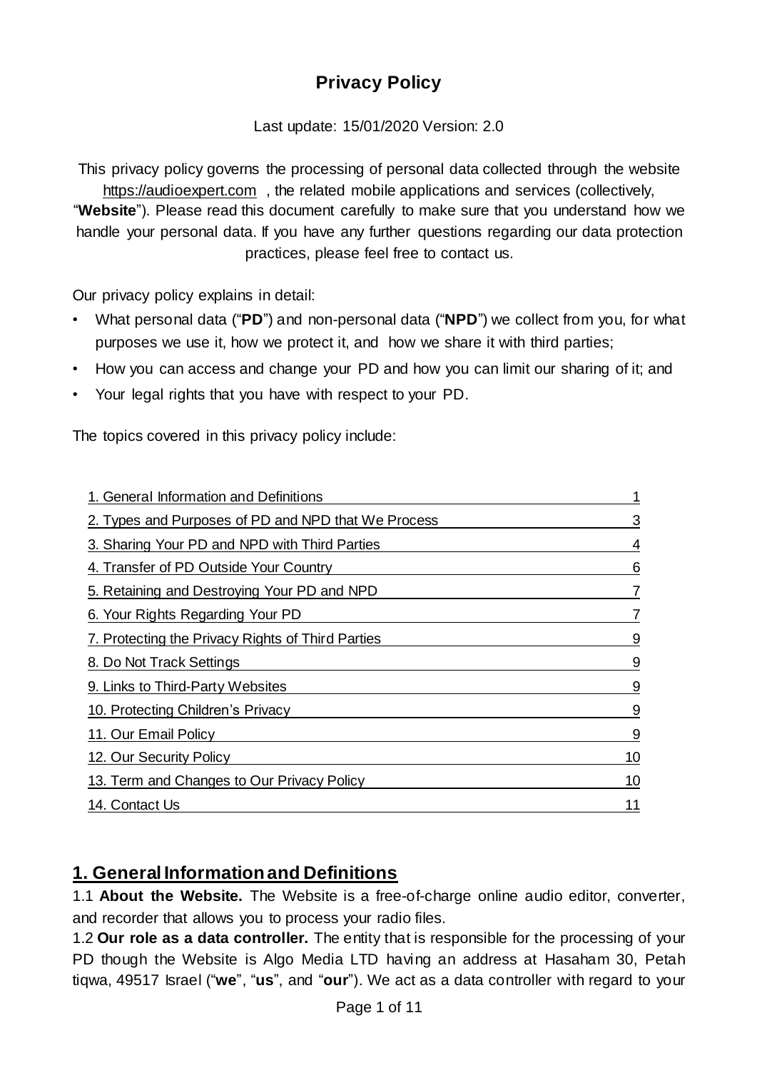# Privacy Policy

Last update: 15/01/2020 Version: 2.0

This privacy policy governs the processing of personal data collected through the website https://audioexpert.com , the related mobile applications and services (collectively, "**Website**"). Please read this document carefully to make sure that you understand how we handle your personal data. If you have any further questions regarding our data protection practices, please feel free to contact us.

Our privacy policy explains in detail:

- What personal data ("**PD**") and non-personal data ("**NPD**") we collect from you, for what purposes we use it, how we protect it, and how we share it with third parties;
- How you can access and change your PD and how you can limit our sharing of it; and
- Your legal rights that you have with respect to your PD.

The topics covered in this privacy policy include:

| | |
|---|---|
| 1. General Information and Definitions | 1 |
| 2. Types and Purposes of PD and NPD that We Process | 3 |
| 3. Sharing Your PD and NPD with Third Parties | 4 |
| 4. Transfer of PD Outside Your Country | 6 |
| 5. Retaining and Destroying Your PD and NPD | 7 |
| 6. Your Rights Regarding Your PD | 7 |
| 7. Protecting the Privacy Rights of Third Parties | 9 |
| 8. Do Not Track Settings | 9 |
| 9. Links to Third-Party Websites | 9 |
| 10. Protecting Children's Privacy | 9 |
| 11. Our Email Policy | 9 |
| 12. Our Security Policy | 10 |
| 13. Term and Changes to Our Privacy Policy | 10 |
| 14. Contact Us | 11 |

## 1. General Information and Definitions

1.1 **About the Website.** The Website is a free-of-charge online audio editor, converter, and recorder that allows you to process your radio files.

1.2 **Our role as a data controller.** The entity that is responsible for the processing of your PD though the Website is Algo Media LTD having an address at Hasaham 30, Petah tiqwa, 49517 Israel ("**we**", "**us**", and "**our**"). We act as a data controller with regard to your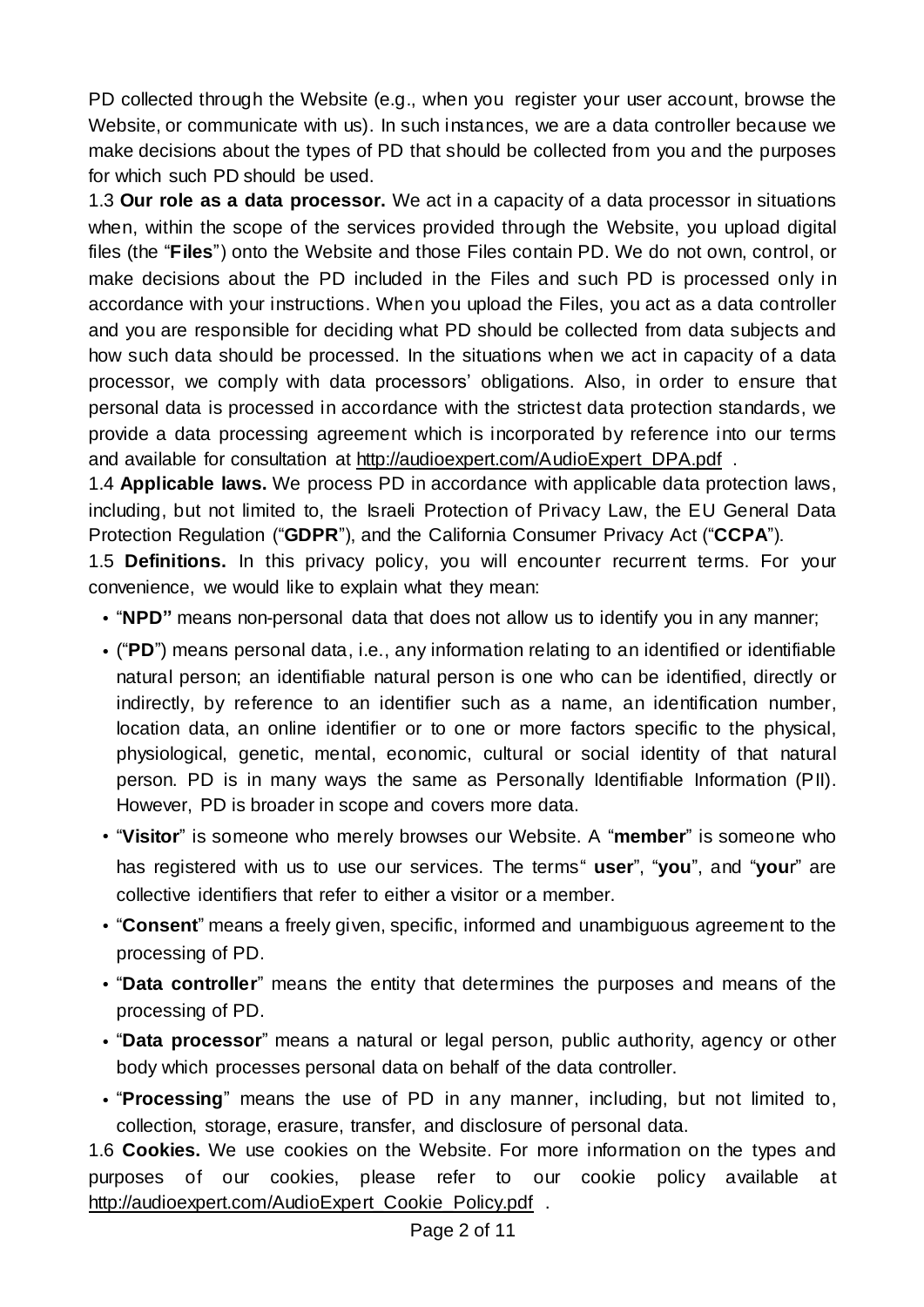PD collected through the Website (e.g., when you register your user account, browse the Website, or communicate with us). In such instances, we are a data controller because we make decisions about the types of PD that should be collected from you and the purposes for which such PD should be used.

1.3 **Our role as a data processor.** We act in a capacity of a data processor in situations when, within the scope of the services provided through the Website, you upload digital files (the "**Files**") onto the Website and those Files contain PD. We do not own, control, or make decisions about the PD included in the Files and such PD is processed only in accordance with your instructions. When you upload the Files, you act as a data controller and you are responsible for deciding what PD should be collected from data subjects and how such data should be processed. In the situations when we act in capacity of a data processor, we comply with data processors' obligations. Also, in order to ensure that personal data is processed in accordance with the strictest data protection standards, we provide a data processing agreement which is incorporated by reference into our terms and available for consultation at http://audioexpert.com/AudioExpert_DPA.pdf .

1.4 **Applicable laws.** We process PD in accordance with applicable data protection laws, including, but not limited to, the Israeli Protection of Privacy Law, the EU General Data Protection Regulation ("**GDPR**"), and the California Consumer Privacy Act ("**CCPA**").

1.5 **Definitions.** In this privacy policy, you will encounter recurrent terms. For your convenience, we would like to explain what they mean:

- "**NPD"** means non-personal data that does not allow us to identify you in any manner;
- ("**PD**") means personal data, i.e., any information relating to an identified or identifiable natural person; an identifiable natural person is one who can be identified, directly or indirectly, by reference to an identifier such as a name, an identification number, location data, an online identifier or to one or more factors specific to the physical, physiological, genetic, mental, economic, cultural or social identity of that natural person. PD is in many ways the same as Personally Identifiable Information (PII). However, PD is broader in scope and covers more data.
- "**Visitor**" is someone who merely browses our Website. A "**member**" is someone who has registered with us to use our services. The terms" **user**", "**you**", and "**your**" are collective identifiers that refer to either a visitor or a member.
- "**Consent**" means a freely given, specific, informed and unambiguous agreement to the processing of PD.
- "**Data controller**" means the entity that determines the purposes and means of the processing of PD.
- "**Data processor**" means a natural or legal person, public authority, agency or other body which processes personal data on behalf of the data controller.
- "**Processing**" means the use of PD in any manner, including, but not limited to, collection, storage, erasure, transfer, and disclosure of personal data.

1.6 **Cookies.** We use cookies on the Website. For more information on the types and purposes of our cookies, please refer to our cookie policy available at http://audioexpert.com/AudioExpert_Cookie_Policy.pdf .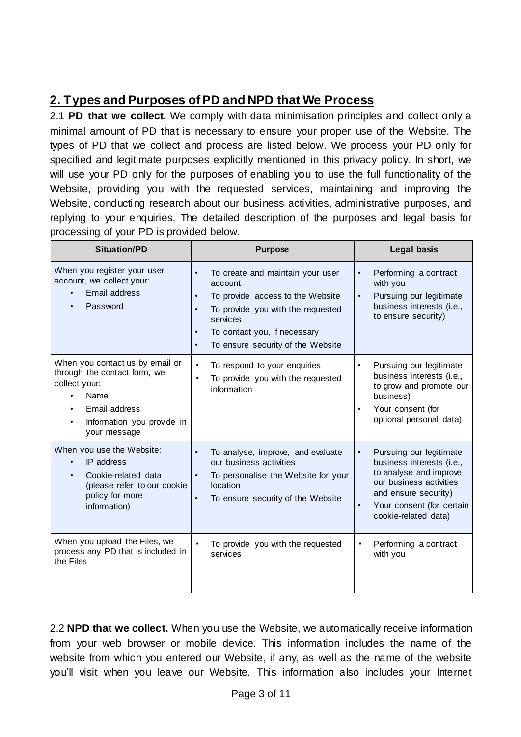## 2. Types and Purposes of PD and NPD that We Process

2.1 **PD that we collect.** We comply with data minimisation principles and collect only a minimal amount of PD that is necessary to ensure your proper use of the Website. The types of PD that we collect and process are listed below. We process your PD only for specified and legitimate purposes explicitly mentioned in this privacy policy. In short, we will use your PD only for the purposes of enabling you to use the full functionality of the Website, providing you with the requested services, maintaining and improving the Website, conducting research about our business activities, administrative purposes, and replying to your enquiries. The detailed description of the purposes and legal basis for processing of your PD is provided below.

| Situation/PD | Purpose | Legal basis |
| --- | --- | --- |
| When you register your user account, we collect your:<br>• Email address<br>• Password | • To create and maintain your user account<br>• To provide access to the Website<br>• To provide you with the requested services<br>• To contact you, if necessary<br>• To ensure security of the Website | • Performing a contract with you<br>• Pursuing our legitimate business interests (i.e., to ensure security) |
| When you contact us by email or through the contact form, we collect your:<br>• Name<br>• Email address<br>• Information you provide in your message | • To respond to your enquiries<br>• To provide you with the requested information | • Pursuing our legitimate business interests (i.e., to grow and promote our business)<br>• Your consent (for optional personal data) |
| When you use the Website:<br>• IP address<br>• Cookie-related data (please refer to our cookie policy for more information) | • To analyse, improve, and evaluate our business activities<br>• To personalise the Website for your location<br>• To ensure security of the Website | • Pursuing our legitimate business interests (i.e., to analyse and improve our business activities and ensure security)<br>• Your consent (for certain cookie-related data) |
| When you upload the Files, we process any PD that is included in the Files | • To provide you with the requested services | • Performing a contract with you |

2.2 **NPD that we collect.** When you use the Website, we automatically receive information from your web browser or mobile device. This information includes the name of the website from which you entered our Website, if any, as well as the name of the website you'll visit when you leave our Website. This information also includes your Internet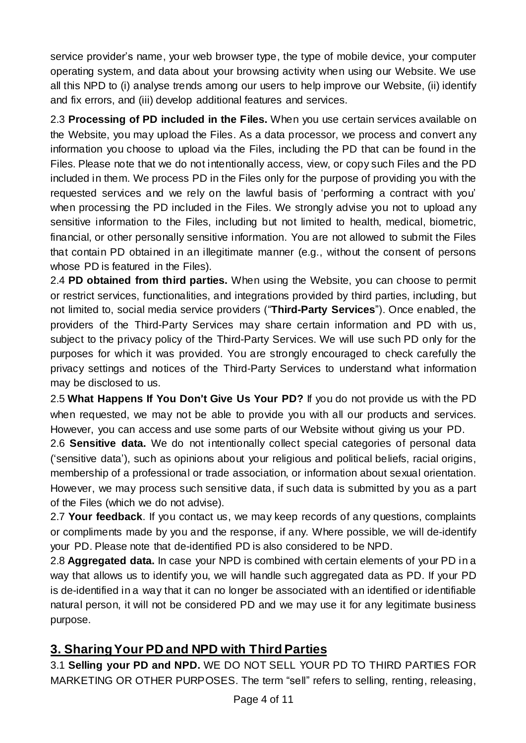service provider's name, your web browser type, the type of mobile device, your computer operating system, and data about your browsing activity when using our Website. We use all this NPD to (i) analyse trends among our users to help improve our Website, (ii) identify and fix errors, and (iii) develop additional features and services.

2.3 **Processing of PD included in the Files.** When you use certain services available on the Website, you may upload the Files. As a data processor, we process and convert any information you choose to upload via the Files, including the PD that can be found in the Files. Please note that we do not intentionally access, view, or copy such Files and the PD included in them. We process PD in the Files only for the purpose of providing you with the requested services and we rely on the lawful basis of 'performing a contract with you' when processing the PD included in the Files. We strongly advise you not to upload any sensitive information to the Files, including but not limited to health, medical, biometric, financial, or other personally sensitive information. You are not allowed to submit the Files that contain PD obtained in an illegitimate manner (e.g., without the consent of persons whose PD is featured in the Files).

2.4 **PD obtained from third parties.** When using the Website, you can choose to permit or restrict services, functionalities, and integrations provided by third parties, including, but not limited to, social media service providers ("**Third-Party Services**"). Once enabled, the providers of the Third-Party Services may share certain information and PD with us, subject to the privacy policy of the Third-Party Services. We will use such PD only for the purposes for which it was provided. You are strongly encouraged to check carefully the privacy settings and notices of the Third-Party Services to understand what information may be disclosed to us.

2.5 **What Happens If You Don't Give Us Your PD?** If you do not provide us with the PD when requested, we may not be able to provide you with all our products and services. However, you can access and use some parts of our Website without giving us your PD.

2.6 **Sensitive data.** We do not intentionally collect special categories of personal data ('sensitive data'), such as opinions about your religious and political beliefs, racial origins, membership of a professional or trade association, or information about sexual orientation. However, we may process such sensitive data, if such data is submitted by you as a part of the Files (which we do not advise).

2.7 **Your feedback**. If you contact us, we may keep records of any questions, complaints or compliments made by you and the response, if any. Where possible, we will de-identify your PD. Please note that de-identified PD is also considered to be NPD.

2.8 **Aggregated data.** In case your NPD is combined with certain elements of your PD in a way that allows us to identify you, we will handle such aggregated data as PD. If your PD is de-identified in a way that it can no longer be associated with an identified or identifiable natural person, it will not be considered PD and we may use it for any legitimate business purpose.

## 3. Sharing Your PD and NPD with Third Parties

3.1 **Selling your PD and NPD.** WE DO NOT SELL YOUR PD TO THIRD PARTIES FOR MARKETING OR OTHER PURPOSES. The term "sell" refers to selling, renting, releasing,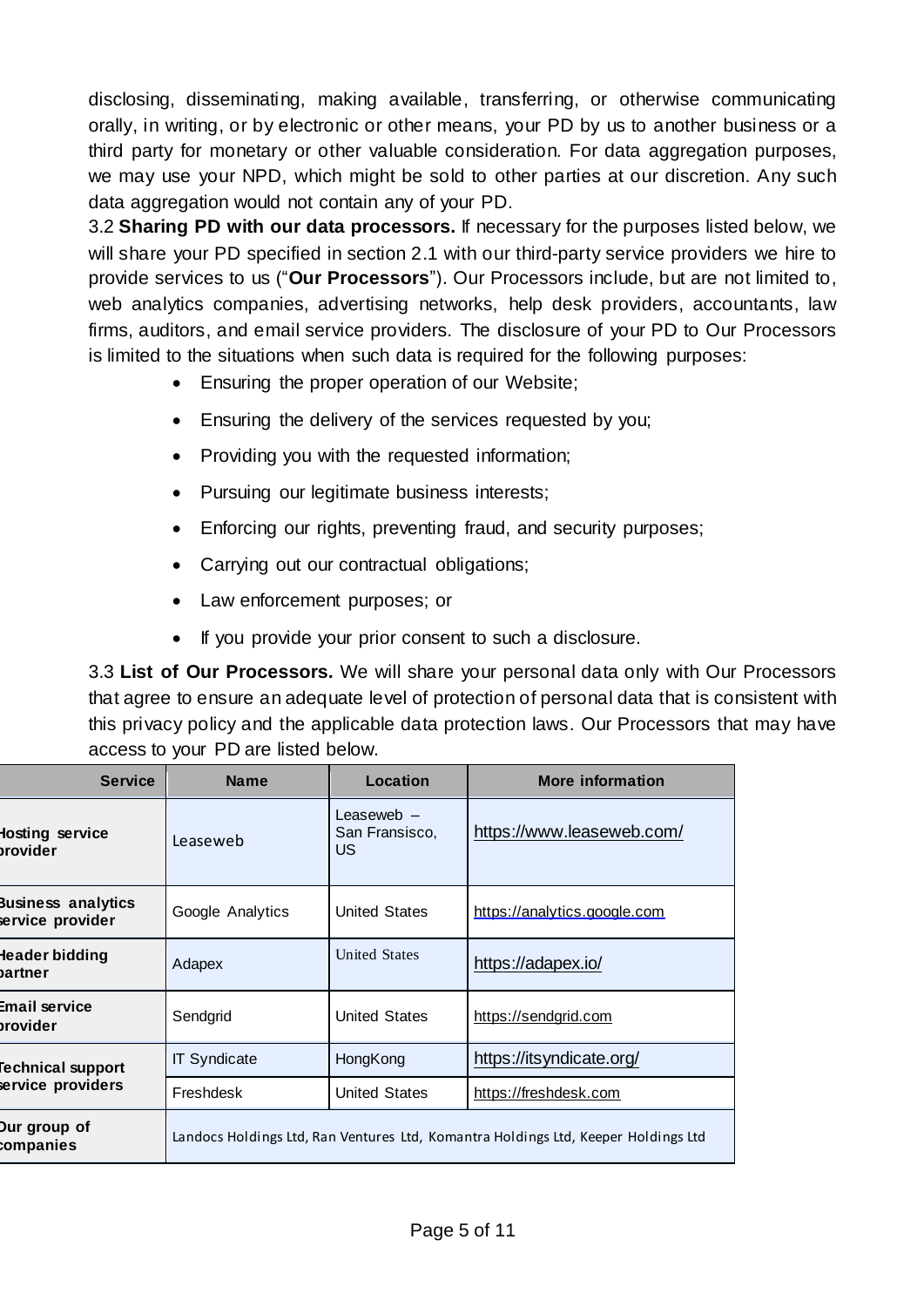disclosing, disseminating, making available, transferring, or otherwise communicating orally, in writing, or by electronic or other means, your PD by us to another business or a third party for monetary or other valuable consideration. For data aggregation purposes, we may use your NPD, which might be sold to other parties at our discretion. Any such data aggregation would not contain any of your PD.

3.2 **Sharing PD with our data processors.** If necessary for the purposes listed below, we will share your PD specified in section 2.1 with our third-party service providers we hire to provide services to us ("**Our Processors**"). Our Processors include, but are not limited to, web analytics companies, advertising networks, help desk providers, accountants, law firms, auditors, and email service providers. The disclosure of your PD to Our Processors is limited to the situations when such data is required for the following purposes:

- Ensuring the proper operation of our Website;
- Ensuring the delivery of the services requested by you;
- Providing you with the requested information;
- Pursuing our legitimate business interests;
- Enforcing our rights, preventing fraud, and security purposes;
- Carrying out our contractual obligations;
- Law enforcement purposes; or
- If you provide your prior consent to such a disclosure.

3.3 **List of Our Processors.** We will share your personal data only with Our Processors that agree to ensure an adequate level of protection of personal data that is consistent with this privacy policy and the applicable data protection laws. Our Processors that may have access to your PD are listed below.

| Service | Name | Location | More information |
|---|---|---|---|
| Hosting service provider | Leaseweb | Leaseweb – San Fransisco, US | https://www.leaseweb.com/ |
| Business analytics service provider | Google Analytics | United States | https://analytics.google.com |
| Header bidding partner | Adapex | United States | https://adapex.io/ |
| Email service provider | Sendgrid | United States | https://sendgrid.com |
| Technical support service providers | IT Syndicate | HongKong | https://itsyndicate.org/ |
| | Freshdesk | United States | https://freshdesk.com |
| Our group of companies | Landocs Holdings Ltd, Ran Ventures Ltd, Komantra Holdings Ltd, Keeper Holdings Ltd | | |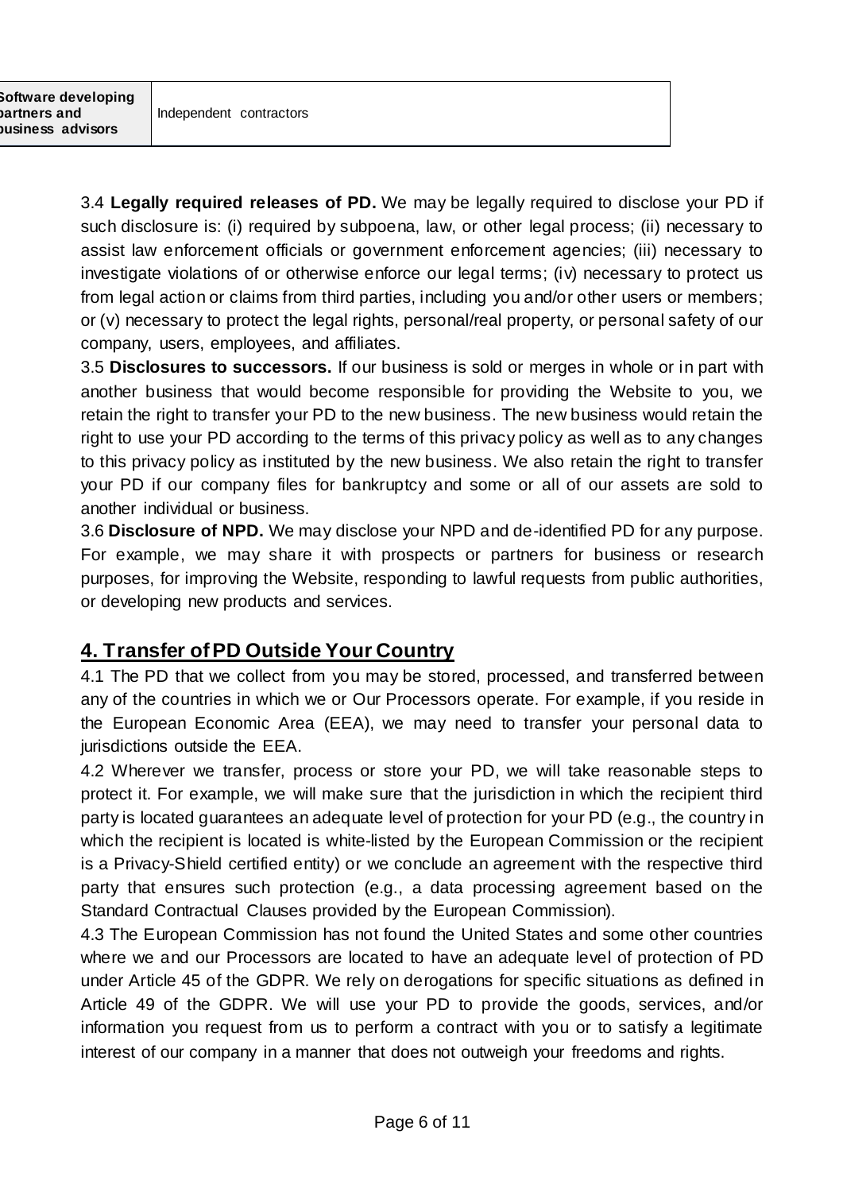| Software developing partners and business advisors | Independent contractors |
|---|---|

3.4 **Legally required releases of PD.** We may be legally required to disclose your PD if such disclosure is: (i) required by subpoena, law, or other legal process; (ii) necessary to assist law enforcement officials or government enforcement agencies; (iii) necessary to investigate violations of or otherwise enforce our legal terms; (iv) necessary to protect us from legal action or claims from third parties, including you and/or other users or members; or (v) necessary to protect the legal rights, personal/real property, or personal safety of our company, users, employees, and affiliates.

3.5 **Disclosures to successors.** If our business is sold or merges in whole or in part with another business that would become responsible for providing the Website to you, we retain the right to transfer your PD to the new business. The new business would retain the right to use your PD according to the terms of this privacy policy as well as to any changes to this privacy policy as instituted by the new business. We also retain the right to transfer your PD if our company files for bankruptcy and some or all of our assets are sold to another individual or business.

3.6 **Disclosure of NPD.** We may disclose your NPD and de-identified PD for any purpose. For example, we may share it with prospects or partners for business or research purposes, for improving the Website, responding to lawful requests from public authorities, or developing new products and services.

## 4. Transfer of PD Outside Your Country

4.1 The PD that we collect from you may be stored, processed, and transferred between any of the countries in which we or Our Processors operate. For example, if you reside in the European Economic Area (EEA), we may need to transfer your personal data to jurisdictions outside the EEA.

4.2 Wherever we transfer, process or store your PD, we will take reasonable steps to protect it. For example, we will make sure that the jurisdiction in which the recipient third party is located guarantees an adequate level of protection for your PD (e.g., the country in which the recipient is located is white-listed by the European Commission or the recipient is a Privacy-Shield certified entity) or we conclude an agreement with the respective third party that ensures such protection (e.g., a data processing agreement based on the Standard Contractual Clauses provided by the European Commission).

4.3 The European Commission has not found the United States and some other countries where we and our Processors are located to have an adequate level of protection of PD under Article 45 of the GDPR. We rely on derogations for specific situations as defined in Article 49 of the GDPR. We will use your PD to provide the goods, services, and/or information you request from us to perform a contract with you or to satisfy a legitimate interest of our company in a manner that does not outweigh your freedoms and rights.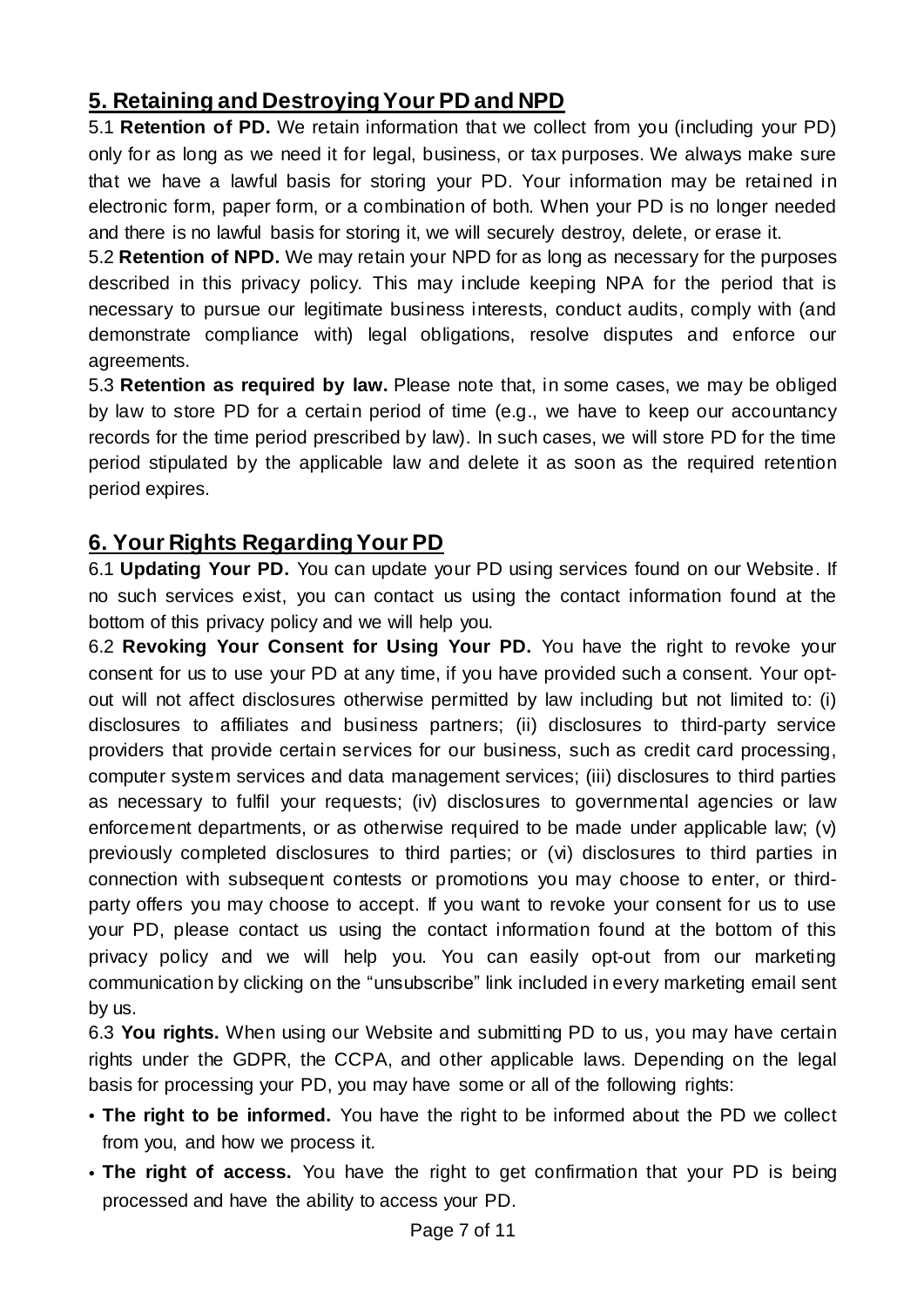## 5. Retaining and Destroying Your PD and NPD

5.1 **Retention of PD.** We retain information that we collect from you (including your PD) only for as long as we need it for legal, business, or tax purposes. We always make sure that we have a lawful basis for storing your PD. Your information may be retained in electronic form, paper form, or a combination of both. When your PD is no longer needed and there is no lawful basis for storing it, we will securely destroy, delete, or erase it.

5.2 **Retention of NPD.** We may retain your NPD for as long as necessary for the purposes described in this privacy policy. This may include keeping NPA for the period that is necessary to pursue our legitimate business interests, conduct audits, comply with (and demonstrate compliance with) legal obligations, resolve disputes and enforce our agreements.

5.3 **Retention as required by law.** Please note that, in some cases, we may be obliged by law to store PD for a certain period of time (e.g., we have to keep our accountancy records for the time period prescribed by law). In such cases, we will store PD for the time period stipulated by the applicable law and delete it as soon as the required retention period expires.

## 6. Your Rights Regarding Your PD

6.1 **Updating Your PD.** You can update your PD using services found on our Website. If no such services exist, you can contact us using the contact information found at the bottom of this privacy policy and we will help you.

6.2 **Revoking Your Consent for Using Your PD.** You have the right to revoke your consent for us to use your PD at any time, if you have provided such a consent. Your opt-out will not affect disclosures otherwise permitted by law including but not limited to: (i) disclosures to affiliates and business partners; (ii) disclosures to third-party service providers that provide certain services for our business, such as credit card processing, computer system services and data management services; (iii) disclosures to third parties as necessary to fulfil your requests; (iv) disclosures to governmental agencies or law enforcement departments, or as otherwise required to be made under applicable law; (v) previously completed disclosures to third parties; or (vi) disclosures to third parties in connection with subsequent contests or promotions you may choose to enter, or third-party offers you may choose to accept. If you want to revoke your consent for us to use your PD, please contact us using the contact information found at the bottom of this privacy policy and we will help you. You can easily opt-out from our marketing communication by clicking on the "unsubscribe" link included in every marketing email sent by us.

6.3 **You rights.** When using our Website and submitting PD to us, you may have certain rights under the GDPR, the CCPA, and other applicable laws. Depending on the legal basis for processing your PD, you may have some or all of the following rights:

- **The right to be informed.** You have the right to be informed about the PD we collect from you, and how we process it.
- **The right of access.** You have the right to get confirmation that your PD is being processed and have the ability to access your PD.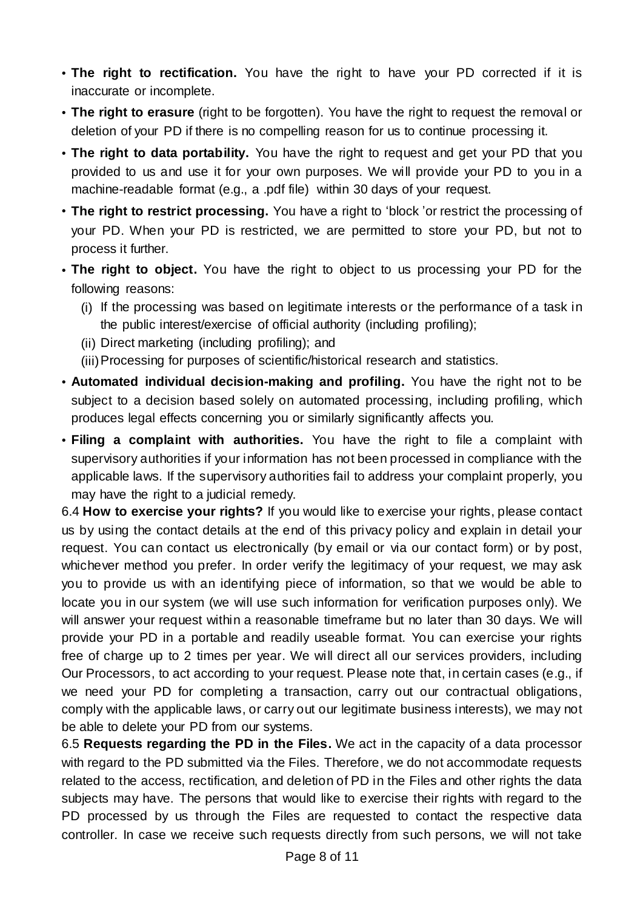- **The right to rectification.** You have the right to have your PD corrected if it is inaccurate or incomplete.
- **The right to erasure** (right to be forgotten). You have the right to request the removal or deletion of your PD if there is no compelling reason for us to continue processing it.
- **The right to data portability.** You have the right to request and get your PD that you provided to us and use it for your own purposes. We will provide your PD to you in a machine-readable format (e.g., a .pdf file) within 30 days of your request.
- **The right to restrict processing.** You have a right to 'block 'or restrict the processing of your PD. When your PD is restricted, we are permitted to store your PD, but not to process it further.
- **The right to object.** You have the right to object to us processing your PD for the following reasons:
  - (i) If the processing was based on legitimate interests or the performance of a task in the public interest/exercise of official authority (including profiling);
  - (ii) Direct marketing (including profiling); and
  - (iii) Processing for purposes of scientific/historical research and statistics.
- **Automated individual decision-making and profiling.** You have the right not to be subject to a decision based solely on automated processing, including profiling, which produces legal effects concerning you or similarly significantly affects you.
- **Filing a complaint with authorities.** You have the right to file a complaint with supervisory authorities if your information has not been processed in compliance with the applicable laws. If the supervisory authorities fail to address your complaint properly, you may have the right to a judicial remedy.

6.4 **How to exercise your rights?** If you would like to exercise your rights, please contact us by using the contact details at the end of this privacy policy and explain in detail your request. You can contact us electronically (by email or via our contact form) or by post, whichever method you prefer. In order verify the legitimacy of your request, we may ask you to provide us with an identifying piece of information, so that we would be able to locate you in our system (we will use such information for verification purposes only). We will answer your request within a reasonable timeframe but no later than 30 days. We will provide your PD in a portable and readily useable format. You can exercise your rights free of charge up to 2 times per year. We will direct all our services providers, including Our Processors, to act according to your request. Please note that, in certain cases (e.g., if we need your PD for completing a transaction, carry out our contractual obligations, comply with the applicable laws, or carry out our legitimate business interests), we may not be able to delete your PD from our systems.

6.5 **Requests regarding the PD in the Files.** We act in the capacity of a data processor with regard to the PD submitted via the Files. Therefore, we do not accommodate requests related to the access, rectification, and deletion of PD in the Files and other rights the data subjects may have. The persons that would like to exercise their rights with regard to the PD processed by us through the Files are requested to contact the respective data controller. In case we receive such requests directly from such persons, we will not take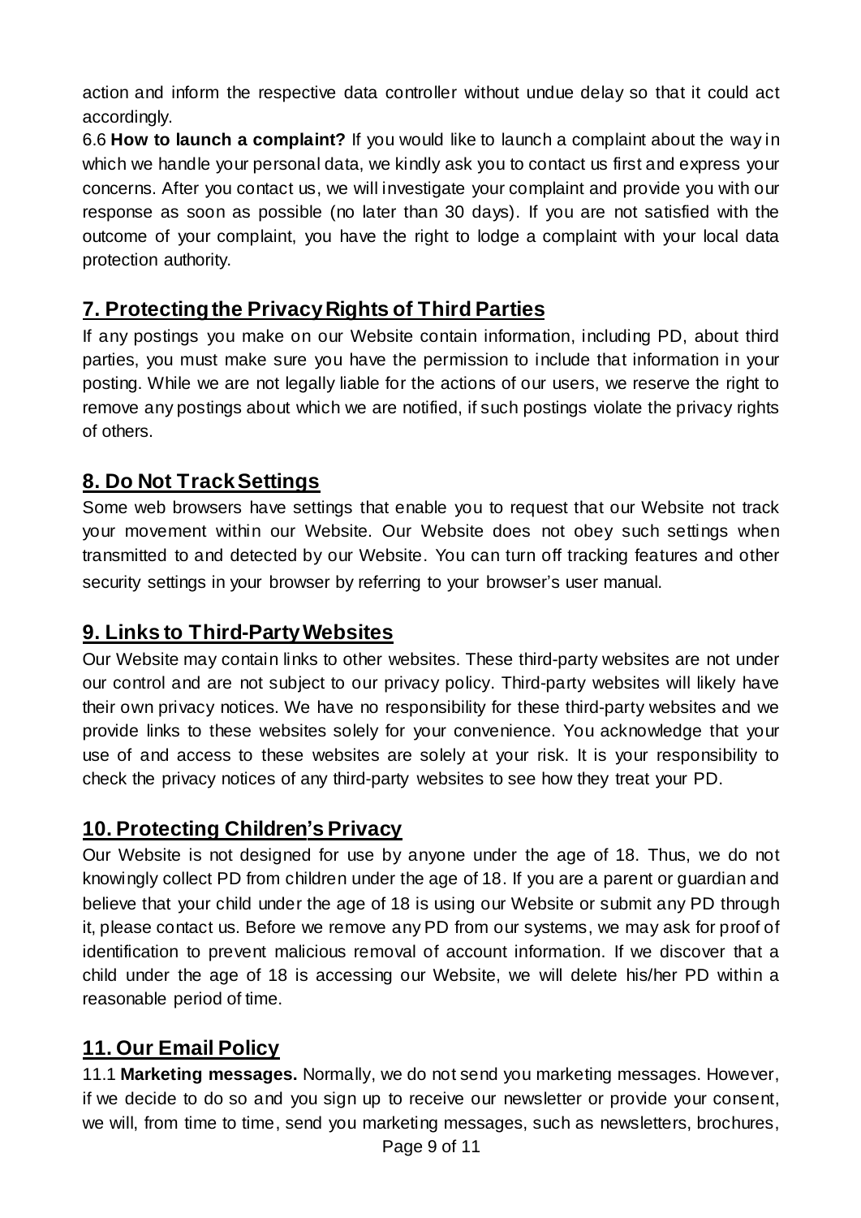action and inform the respective data controller without undue delay so that it could act accordingly.

6.6 **How to launch a complaint?** If you would like to launch a complaint about the way in which we handle your personal data, we kindly ask you to contact us first and express your concerns. After you contact us, we will investigate your complaint and provide you with our response as soon as possible (no later than 30 days). If you are not satisfied with the outcome of your complaint, you have the right to lodge a complaint with your local data protection authority.

## 7. Protecting the Privacy Rights of Third Parties

If any postings you make on our Website contain information, including PD, about third parties, you must make sure you have the permission to include that information in your posting. While we are not legally liable for the actions of our users, we reserve the right to remove any postings about which we are notified, if such postings violate the privacy rights of others.

## 8. Do Not Track Settings

Some web browsers have settings that enable you to request that our Website not track your movement within our Website. Our Website does not obey such settings when transmitted to and detected by our Website. You can turn off tracking features and other security settings in your browser by referring to your browser's user manual.

## 9. Links to Third-Party Websites

Our Website may contain links to other websites. These third-party websites are not under our control and are not subject to our privacy policy. Third-party websites will likely have their own privacy notices. We have no responsibility for these third-party websites and we provide links to these websites solely for your convenience. You acknowledge that your use of and access to these websites are solely at your risk. It is your responsibility to check the privacy notices of any third-party websites to see how they treat your PD.

## 10. Protecting Children's Privacy

Our Website is not designed for use by anyone under the age of 18. Thus, we do not knowingly collect PD from children under the age of 18. If you are a parent or guardian and believe that your child under the age of 18 is using our Website or submit any PD through it, please contact us. Before we remove any PD from our systems, we may ask for proof of identification to prevent malicious removal of account information. If we discover that a child under the age of 18 is accessing our Website, we will delete his/her PD within a reasonable period of time.

## 11. Our Email Policy

11.1 **Marketing messages.** Normally, we do not send you marketing messages. However, if we decide to do so and you sign up to receive our newsletter or provide your consent, we will, from time to time, send you marketing messages, such as newsletters, brochures,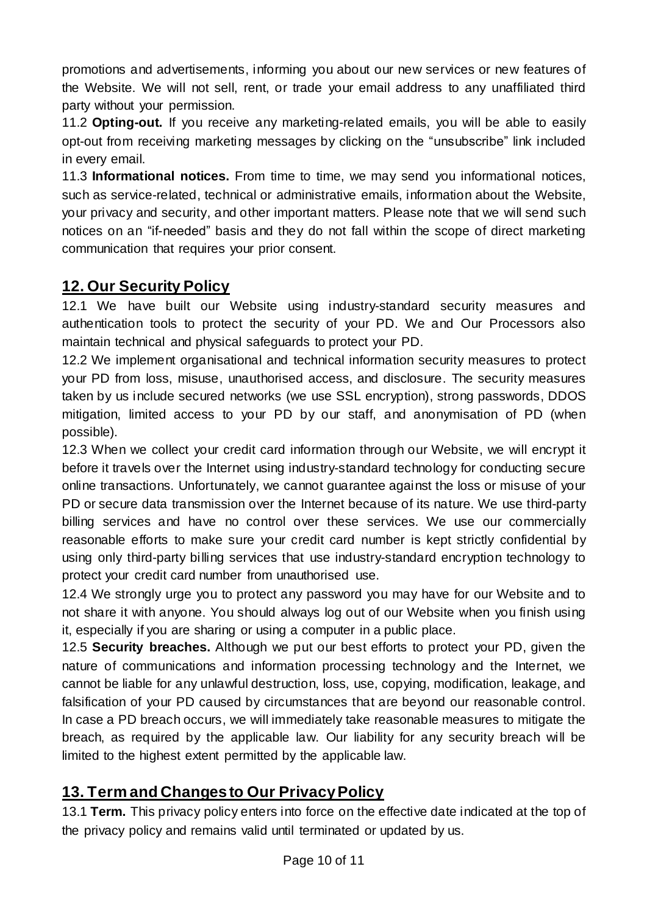promotions and advertisements, informing you about our new services or new features of the Website. We will not sell, rent, or trade your email address to any unaffiliated third party without your permission.

11.2 **Opting-out.** If you receive any marketing-related emails, you will be able to easily opt-out from receiving marketing messages by clicking on the "unsubscribe" link included in every email.

11.3 **Informational notices.** From time to time, we may send you informational notices, such as service-related, technical or administrative emails, information about the Website, your privacy and security, and other important matters. Please note that we will send such notices on an "if-needed" basis and they do not fall within the scope of direct marketing communication that requires your prior consent.

## 12. Our Security Policy

12.1 We have built our Website using industry-standard security measures and authentication tools to protect the security of your PD. We and Our Processors also maintain technical and physical safeguards to protect your PD.

12.2 We implement organisational and technical information security measures to protect your PD from loss, misuse, unauthorised access, and disclosure. The security measures taken by us include secured networks (we use SSL encryption), strong passwords, DDOS mitigation, limited access to your PD by our staff, and anonymisation of PD (when possible).

12.3 When we collect your credit card information through our Website, we will encrypt it before it travels over the Internet using industry-standard technology for conducting secure online transactions. Unfortunately, we cannot guarantee against the loss or misuse of your PD or secure data transmission over the Internet because of its nature. We use third-party billing services and have no control over these services. We use our commercially reasonable efforts to make sure your credit card number is kept strictly confidential by using only third-party billing services that use industry-standard encryption technology to protect your credit card number from unauthorised use.

12.4 We strongly urge you to protect any password you may have for our Website and to not share it with anyone. You should always log out of our Website when you finish using it, especially if you are sharing or using a computer in a public place.

12.5 **Security breaches.** Although we put our best efforts to protect your PD, given the nature of communications and information processing technology and the Internet, we cannot be liable for any unlawful destruction, loss, use, copying, modification, leakage, and falsification of your PD caused by circumstances that are beyond our reasonable control. In case a PD breach occurs, we will immediately take reasonable measures to mitigate the breach, as required by the applicable law. Our liability for any security breach will be limited to the highest extent permitted by the applicable law.

## 13. Term and Changes to Our Privacy Policy

13.1 **Term.** This privacy policy enters into force on the effective date indicated at the top of the privacy policy and remains valid until terminated or updated by us.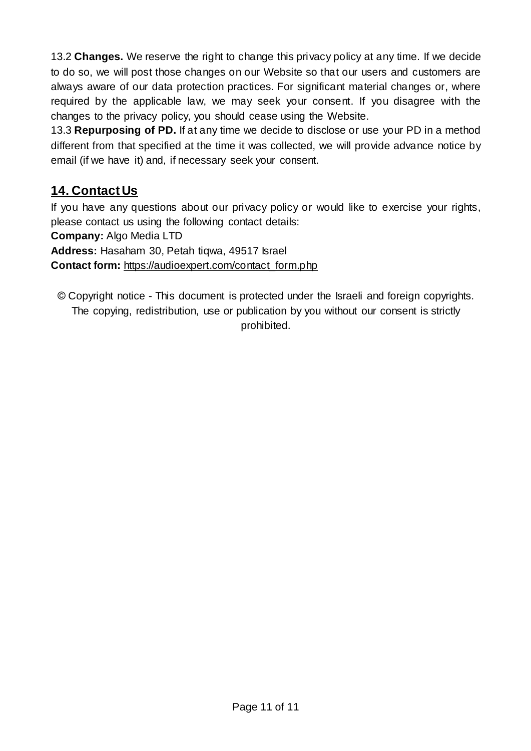13.2 **Changes.** We reserve the right to change this privacy policy at any time. If we decide to do so, we will post those changes on our Website so that our users and customers are always aware of our data protection practices. For significant material changes or, where required by the applicable law, we may seek your consent. If you disagree with the changes to the privacy policy, you should cease using the Website.

13.3 **Repurposing of PD.** If at any time we decide to disclose or use your PD in a method different from that specified at the time it was collected, we will provide advance notice by email (if we have it) and, if necessary seek your consent.

## 14. Contact Us

If you have any questions about our privacy policy or would like to exercise your rights, please contact us using the following contact details:

**Company:** Algo Media LTD

**Address:** Hasaham 30, Petah tiqwa, 49517 Israel

**Contact form:** https://audioexpert.com/contact_form.php

© Copyright notice - This document is protected under the Israeli and foreign copyrights. The copying, redistribution, use or publication by you without our consent is strictly prohibited.